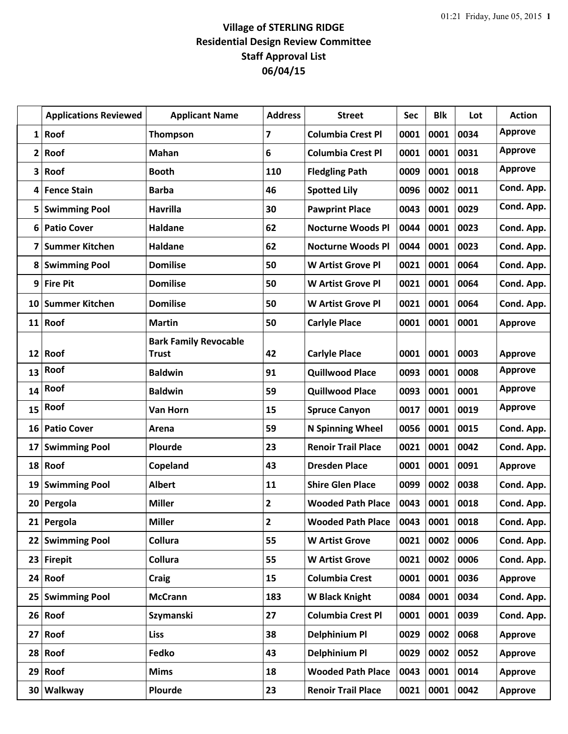# Village of STERLING RIDGE
## Residential Design Review Committee
## Staff Approval List
## 06/04/15

| | Applications Reviewed | Applicant Name | Address | Street | Sec | Blk | Lot | Action |
|---|---|---|---|---|---|---|---|---|
| 1 | Roof | Thompson | 7 | Columbia Crest Pl | 0001 | 0001 | 0034 | Approve |
| 2 | Roof | Mahan | 6 | Columbia Crest Pl | 0001 | 0001 | 0031 | Approve |
| 3 | Roof | Booth | 110 | Fledgling Path | 0009 | 0001 | 0018 | Approve |
| 4 | Fence Stain | Barba | 46 | Spotted Lily | 0096 | 0002 | 0011 | Cond. App. |
| 5 | Swimming Pool | Havrilla | 30 | Pawprint Place | 0043 | 0001 | 0029 | Cond. App. |
| 6 | Patio Cover | Haldane | 62 | Nocturne Woods Pl | 0044 | 0001 | 0023 | Cond. App. |
| 7 | Summer Kitchen | Haldane | 62 | Nocturne Woods Pl | 0044 | 0001 | 0023 | Cond. App. |
| 8 | Swimming Pool | Domilise | 50 | W Artist Grove Pl | 0021 | 0001 | 0064 | Cond. App. |
| 9 | Fire Pit | Domilise | 50 | W Artist Grove Pl | 0021 | 0001 | 0064 | Cond. App. |
| 10 | Summer Kitchen | Domilise | 50 | W Artist Grove Pl | 0021 | 0001 | 0064 | Cond. App. |
| 11 | Roof | Martin | 50 | Carlyle Place | 0001 | 0001 | 0001 | Approve |
| 12 | Roof | Bark Family Revocable Trust | 42 | Carlyle Place | 0001 | 0001 | 0003 | Approve |
| 13 | Roof | Baldwin | 91 | Quillwood Place | 0093 | 0001 | 0008 | Approve |
| 14 | Roof | Baldwin | 59 | Quillwood Place | 0093 | 0001 | 0001 | Approve |
| 15 | Roof | Van Horn | 15 | Spruce Canyon | 0017 | 0001 | 0019 | Approve |
| 16 | Patio Cover | Arena | 59 | N Spinning Wheel | 0056 | 0001 | 0015 | Cond. App. |
| 17 | Swimming Pool | Plourde | 23 | Renoir Trail Place | 0021 | 0001 | 0042 | Cond. App. |
| 18 | Roof | Copeland | 43 | Dresden Place | 0001 | 0001 | 0091 | Approve |
| 19 | Swimming Pool | Albert | 11 | Shire Glen Place | 0099 | 0002 | 0038 | Cond. App. |
| 20 | Pergola | Miller | 2 | Wooded Path Place | 0043 | 0001 | 0018 | Cond. App. |
| 21 | Pergola | Miller | 2 | Wooded Path Place | 0043 | 0001 | 0018 | Cond. App. |
| 22 | Swimming Pool | Collura | 55 | W Artist Grove | 0021 | 0002 | 0006 | Cond. App. |
| 23 | Firepit | Collura | 55 | W Artist Grove | 0021 | 0002 | 0006 | Cond. App. |
| 24 | Roof | Craig | 15 | Columbia Crest | 0001 | 0001 | 0036 | Approve |
| 25 | Swimming Pool | McCrann | 183 | W Black Knight | 0084 | 0001 | 0034 | Cond. App. |
| 26 | Roof | Szymanski | 27 | Columbia Crest Pl | 0001 | 0001 | 0039 | Cond. App. |
| 27 | Roof | Liss | 38 | Delphinium Pl | 0029 | 0002 | 0068 | Approve |
| 28 | Roof | Fedko | 43 | Delphinium Pl | 0029 | 0002 | 0052 | Approve |
| 29 | Roof | Mims | 18 | Wooded Path Place | 0043 | 0001 | 0014 | Approve |
| 30 | Walkway | Plourde | 23 | Renoir Trail Place | 0021 | 0001 | 0042 | Approve |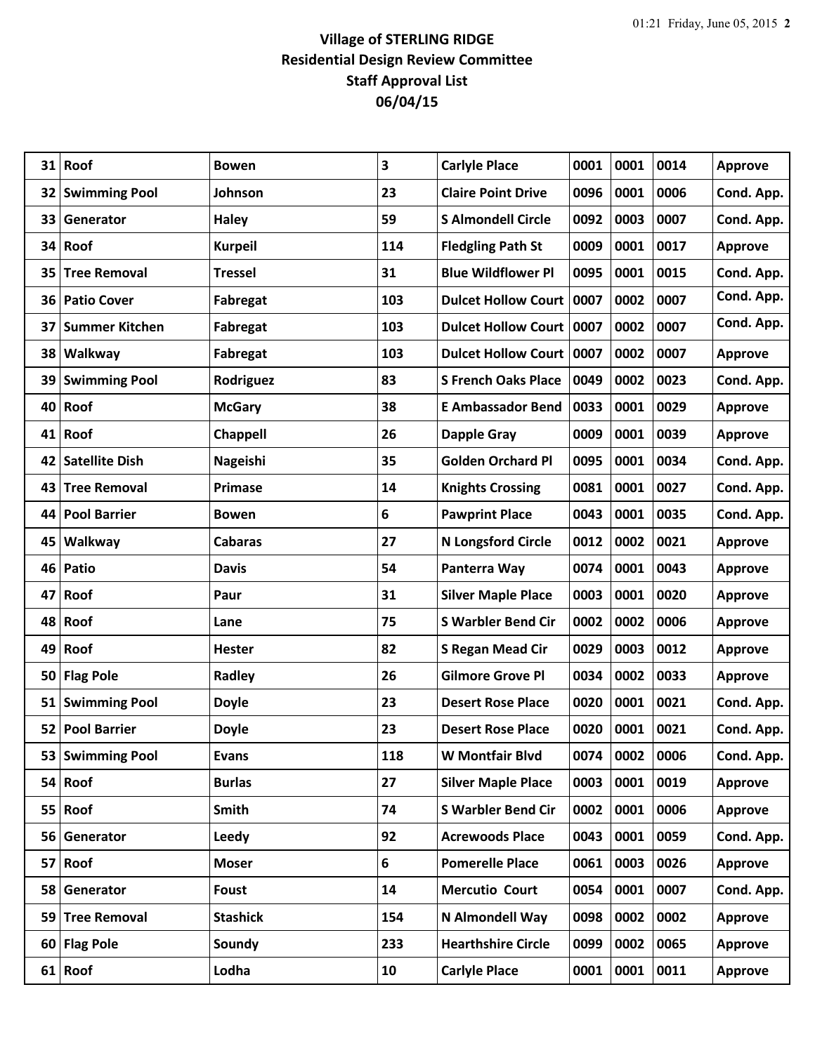**Village of STERLING RIDGE**
**Residential Design Review Committee**
**Staff Approval List**
**06/04/15**

| | | | | | | | | |
|---|---|---|---|---|---|---|---|---|
| 31 | Roof | Bowen | 3 | Carlyle Place | 0001 | 0001 | 0014 | Approve |
| 32 | Swimming Pool | Johnson | 23 | Claire Point Drive | 0096 | 0001 | 0006 | Cond. App. |
| 33 | Generator | Haley | 59 | S Almondell Circle | 0092 | 0003 | 0007 | Cond. App. |
| 34 | Roof | Kurpeil | 114 | Fledgling Path St | 0009 | 0001 | 0017 | Approve |
| 35 | Tree Removal | Tressel | 31 | Blue Wildflower Pl | 0095 | 0001 | 0015 | Cond. App. |
| 36 | Patio Cover | Fabregat | 103 | Dulcet Hollow Court | 0007 | 0002 | 0007 | Cond. App. |
| 37 | Summer Kitchen | Fabregat | 103 | Dulcet Hollow Court | 0007 | 0002 | 0007 | Cond. App. |
| 38 | Walkway | Fabregat | 103 | Dulcet Hollow Court | 0007 | 0002 | 0007 | Approve |
| 39 | Swimming Pool | Rodriguez | 83 | S French Oaks Place | 0049 | 0002 | 0023 | Cond. App. |
| 40 | Roof | McGary | 38 | E Ambassador Bend | 0033 | 0001 | 0029 | Approve |
| 41 | Roof | Chappell | 26 | Dapple Gray | 0009 | 0001 | 0039 | Approve |
| 42 | Satellite Dish | Nageishi | 35 | Golden Orchard Pl | 0095 | 0001 | 0034 | Cond. App. |
| 43 | Tree Removal | Primase | 14 | Knights Crossing | 0081 | 0001 | 0027 | Cond. App. |
| 44 | Pool Barrier | Bowen | 6 | Pawprint Place | 0043 | 0001 | 0035 | Cond. App. |
| 45 | Walkway | Cabaras | 27 | N Longsford Circle | 0012 | 0002 | 0021 | Approve |
| 46 | Patio | Davis | 54 | Panterra Way | 0074 | 0001 | 0043 | Approve |
| 47 | Roof | Paur | 31 | Silver Maple Place | 0003 | 0001 | 0020 | Approve |
| 48 | Roof | Lane | 75 | S Warbler Bend Cir | 0002 | 0002 | 0006 | Approve |
| 49 | Roof | Hester | 82 | S Regan Mead Cir | 0029 | 0003 | 0012 | Approve |
| 50 | Flag Pole | Radley | 26 | Gilmore Grove Pl | 0034 | 0002 | 0033 | Approve |
| 51 | Swimming Pool | Doyle | 23 | Desert Rose Place | 0020 | 0001 | 0021 | Cond. App. |
| 52 | Pool Barrier | Doyle | 23 | Desert Rose Place | 0020 | 0001 | 0021 | Cond. App. |
| 53 | Swimming Pool | Evans | 118 | W Montfair Blvd | 0074 | 0002 | 0006 | Cond. App. |
| 54 | Roof | Burlas | 27 | Silver Maple Place | 0003 | 0001 | 0019 | Approve |
| 55 | Roof | Smith | 74 | S Warbler Bend Cir | 0002 | 0001 | 0006 | Approve |
| 56 | Generator | Leedy | 92 | Acrewoods Place | 0043 | 0001 | 0059 | Cond. App. |
| 57 | Roof | Moser | 6 | Pomerelle Place | 0061 | 0003 | 0026 | Approve |
| 58 | Generator | Foust | 14 | Mercutio Court | 0054 | 0001 | 0007 | Cond. App. |
| 59 | Tree Removal | Stashick | 154 | N Almondell Way | 0098 | 0002 | 0002 | Approve |
| 60 | Flag Pole | Soundy | 233 | Hearthshire Circle | 0099 | 0002 | 0065 | Approve |
| 61 | Roof | Lodha | 10 | Carlyle Place | 0001 | 0001 | 0011 | Approve |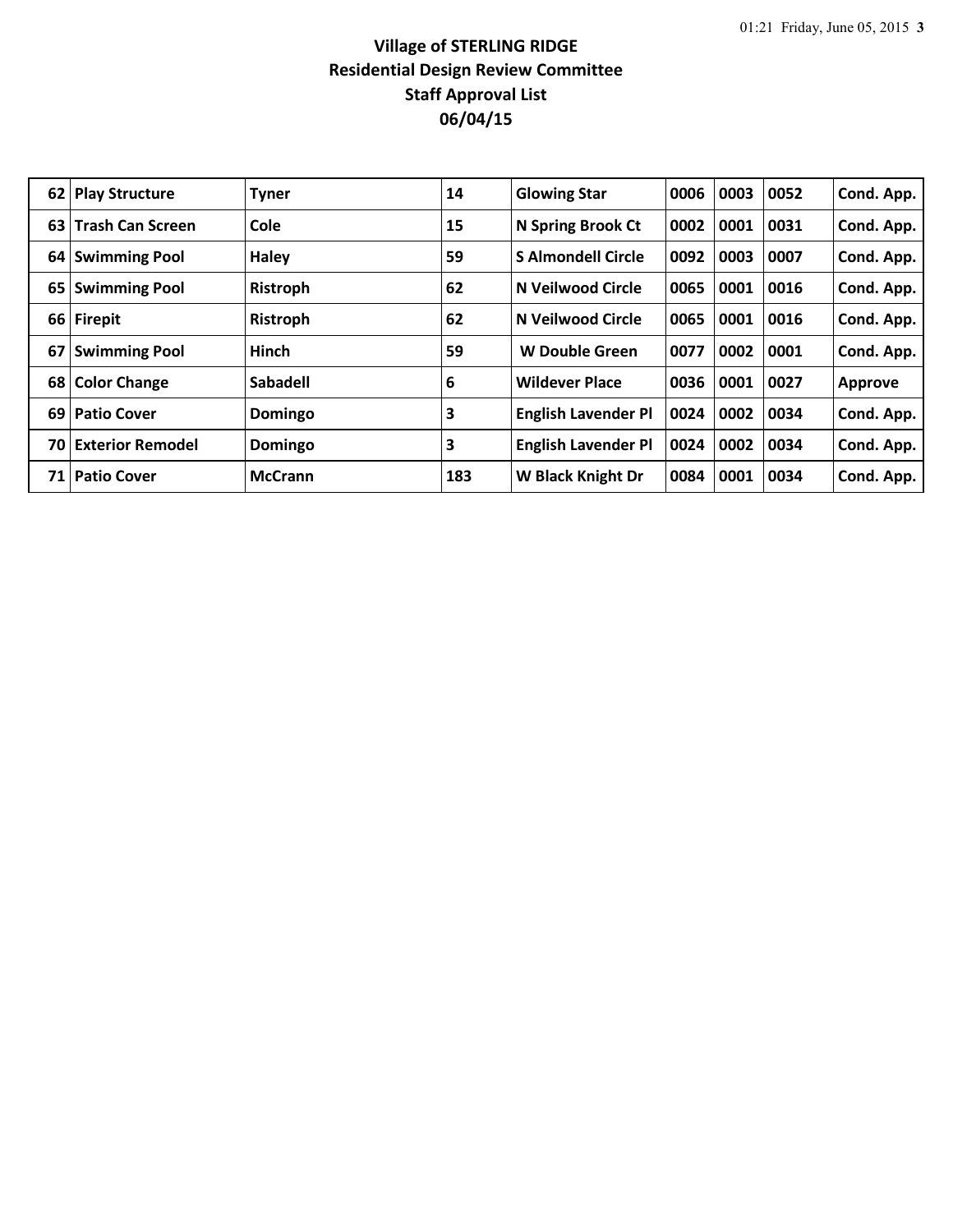# Village of STERLING RIDGE
## Residential Design Review Committee
## Staff Approval List
## 06/04/15

| | | | | | | | | |
|---|---|---|---|---|---|---|---|---|
| 62 | Play Structure | Tyner | 14 | Glowing Star | 0006 | 0003 | 0052 | Cond. App. |
| 63 | Trash Can Screen | Cole | 15 | N Spring Brook Ct | 0002 | 0001 | 0031 | Cond. App. |
| 64 | Swimming Pool | Haley | 59 | S Almondell Circle | 0092 | 0003 | 0007 | Cond. App. |
| 65 | Swimming Pool | Ristroph | 62 | N Veilwood Circle | 0065 | 0001 | 0016 | Cond. App. |
| 66 | Firepit | Ristroph | 62 | N Veilwood Circle | 0065 | 0001 | 0016 | Cond. App. |
| 67 | Swimming Pool | Hinch | 59 | W Double Green | 0077 | 0002 | 0001 | Cond. App. |
| 68 | Color Change | Sabadell | 6 | Wildever Place | 0036 | 0001 | 0027 | Approve |
| 69 | Patio Cover | Domingo | 3 | English Lavender Pl | 0024 | 0002 | 0034 | Cond. App. |
| 70 | Exterior Remodel | Domingo | 3 | English Lavender Pl | 0024 | 0002 | 0034 | Cond. App. |
| 71 | Patio Cover | McCrann | 183 | W Black Knight Dr | 0084 | 0001 | 0034 | Cond. App. |